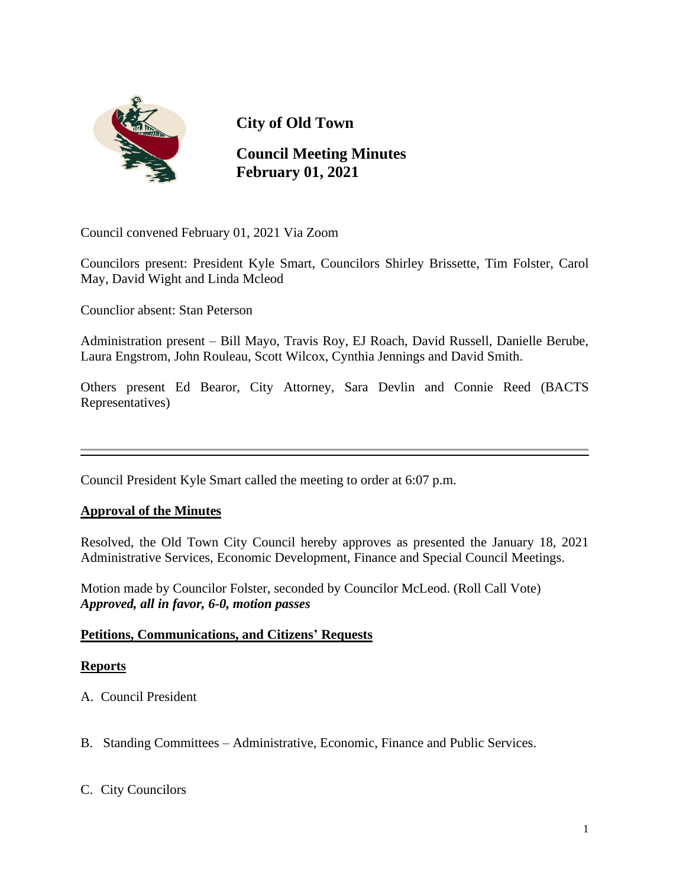# City of Old Town

## Council Meeting Minutes
## February 01, 2021

Council convened February 01, 2021 Via Zoom

Councilors present: President Kyle Smart, Councilors Shirley Brissette, Tim Folster, Carol May, David Wight and Linda Mcleod

Counclior absent: Stan Peterson

Administration present – Bill Mayo, Travis Roy, EJ Roach, David Russell, Danielle Berube, Laura Engstrom, John Rouleau, Scott Wilcox, Cynthia Jennings and David Smith.

Others present Ed Bearor, City Attorney, Sara Devlin and Connie Reed (BACTS Representatives)

---

Council President Kyle Smart called the meeting to order at 6:07 p.m.

**Approval of the Minutes**

Resolved, the Old Town City Council hereby approves as presented the January 18, 2021 Administrative Services, Economic Development, Finance and Special Council Meetings.

Motion made by Councilor Folster, seconded by Councilor McLeod. (Roll Call Vote)
***Approved, all in favor, 6-0, motion passes***

**Petitions, Communications, and Citizens' Requests**

**Reports**

A. Council President

B. Standing Committees – Administrative, Economic, Finance and Public Services.

C. City Councilors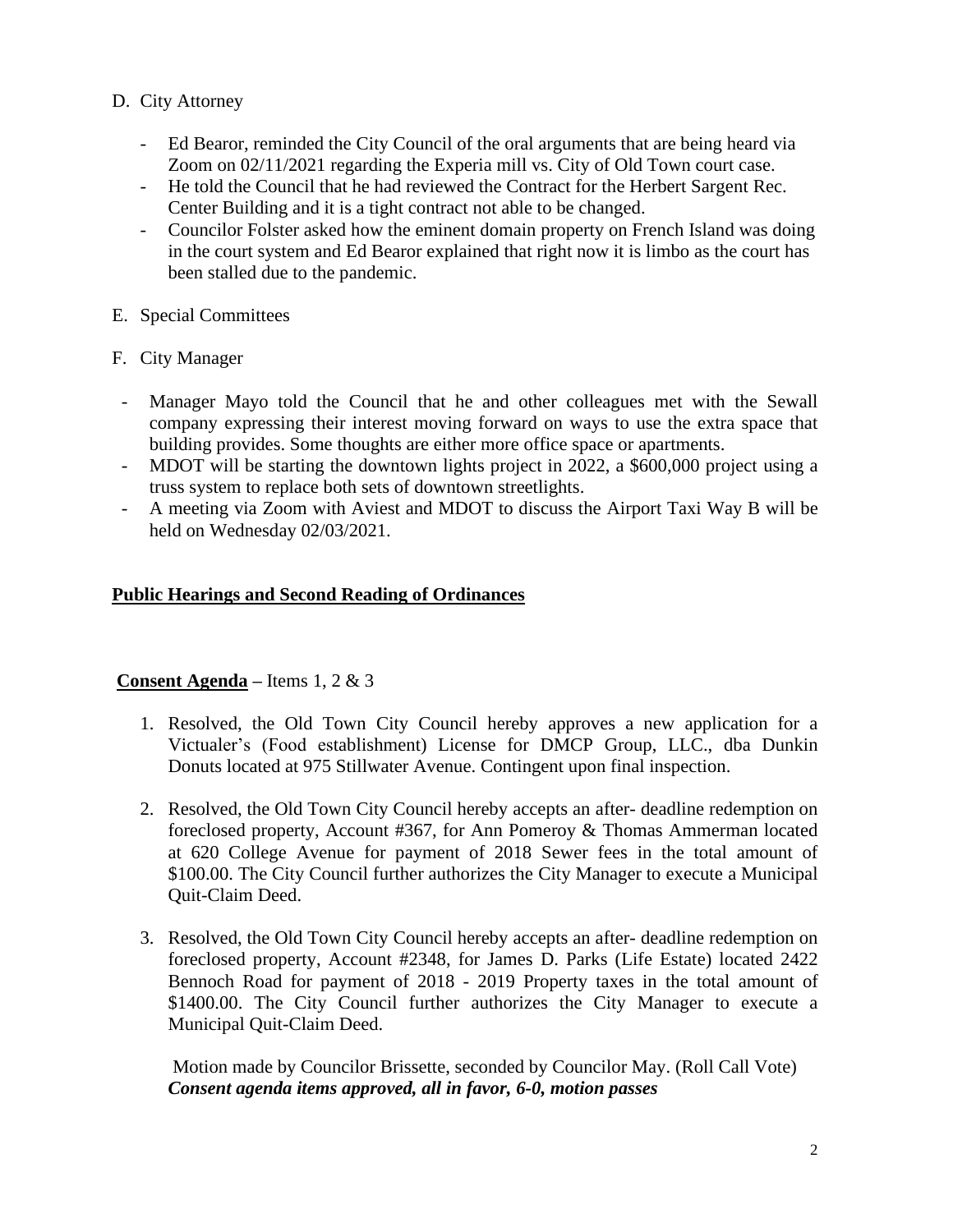D. City Attorney

- Ed Bearor, reminded the City Council of the oral arguments that are being heard via Zoom on 02/11/2021 regarding the Experia mill vs. City of Old Town court case.
- He told the Council that he had reviewed the Contract for the Herbert Sargent Rec. Center Building and it is a tight contract not able to be changed.
- Councilor Folster asked how the eminent domain property on French Island was doing in the court system and Ed Bearor explained that right now it is limbo as the court has been stalled due to the pandemic.

E. Special Committees

F. City Manager

- Manager Mayo told the Council that he and other colleagues met with the Sewall company expressing their interest moving forward on ways to use the extra space that building provides. Some thoughts are either more office space or apartments.
- MDOT will be starting the downtown lights project in 2022, a $600,000 project using a truss system to replace both sets of downtown streetlights.
- A meeting via Zoom with Aviest and MDOT to discuss the Airport Taxi Way B will be held on Wednesday 02/03/2021.

**Public Hearings and Second Reading of Ordinances**

**Consent Agenda** – Items 1, 2 & 3

1. Resolved, the Old Town City Council hereby approves a new application for a Victualer's (Food establishment) License for DMCP Group, LLC., dba Dunkin Donuts located at 975 Stillwater Avenue. Contingent upon final inspection.

2. Resolved, the Old Town City Council hereby accepts an after- deadline redemption on foreclosed property, Account #367, for Ann Pomeroy & Thomas Ammerman located at 620 College Avenue for payment of 2018 Sewer fees in the total amount of $100.00. The City Council further authorizes the City Manager to execute a Municipal Quit-Claim Deed.

3. Resolved, the Old Town City Council hereby accepts an after- deadline redemption on foreclosed property, Account #2348, for James D. Parks (Life Estate) located 2422 Bennoch Road for payment of 2018 - 2019 Property taxes in the total amount of $1400.00. The City Council further authorizes the City Manager to execute a Municipal Quit-Claim Deed.

   Motion made by Councilor Brissette, seconded by Councilor May. (Roll Call Vote)
   ***Consent agenda items approved, all in favor, 6-0, motion passes***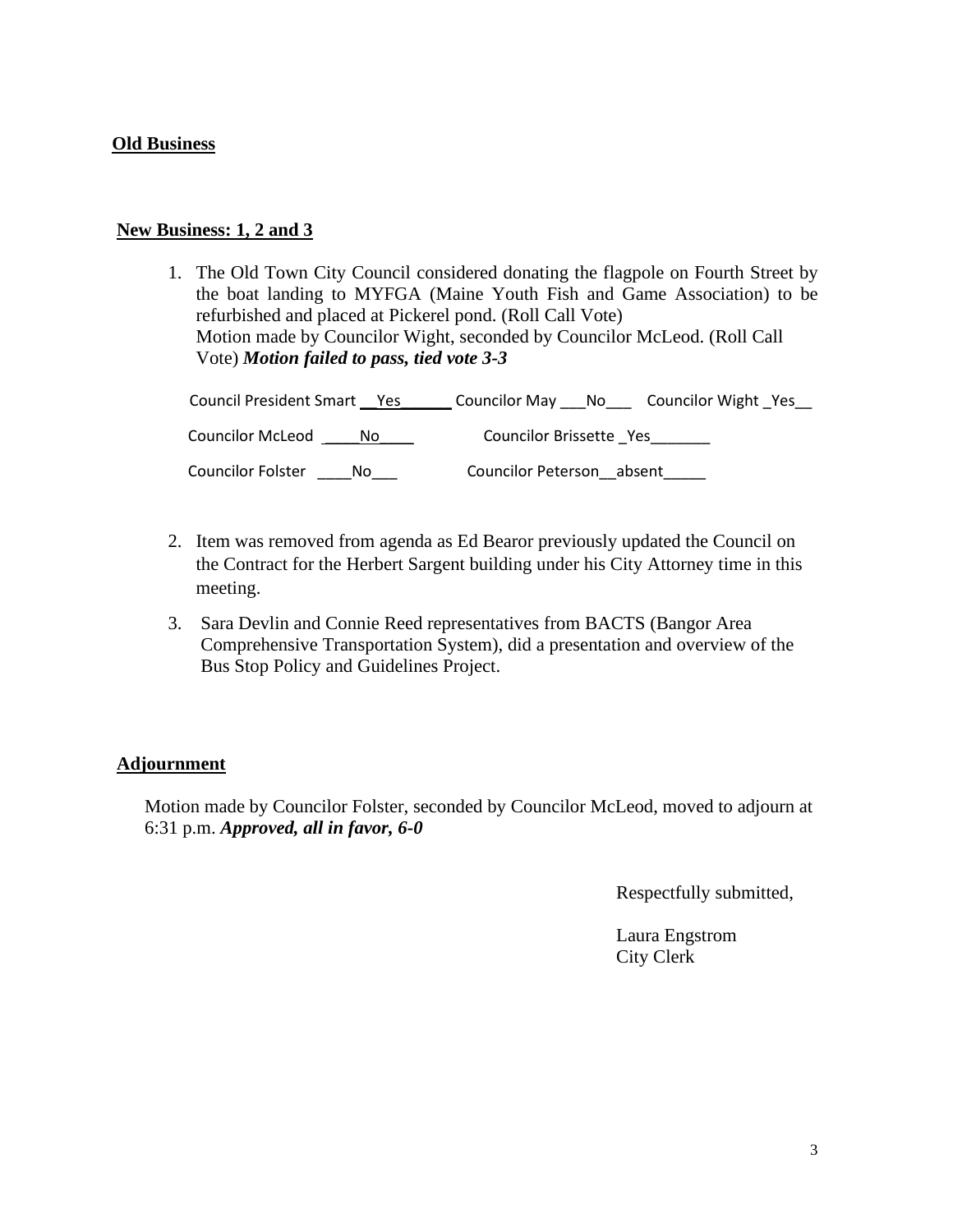**Old Business**

**New Business: 1, 2 and 3**

1. The Old Town City Council considered donating the flagpole on Fourth Street by the boat landing to MYFGA (Maine Youth Fish and Game Association) to be refurbished and placed at Pickerel pond. (Roll Call Vote)
   Motion made by Councilor Wight, seconded by Councilor McLeod. (Roll Call Vote) ***Motion failed to pass, tied vote 3-3***

   Council President Smart \_\_Yes\_\_\_\_\_\_ Councilor May \_\_\_No\_\_\_ Councilor Wight \_Yes\_\_

   Councilor McLeod \_\_\_\_No\_\_\_\_ Councilor Brissette \_Yes\_\_\_\_\_\_\_

   Councilor Folster \_\_\_\_No\_\_\_ Councilor Peterson\_\_absent\_\_\_\_\_

2. Item was removed from agenda as Ed Bearor previously updated the Council on the Contract for the Herbert Sargent building under his City Attorney time in this meeting.

3. Sara Devlin and Connie Reed representatives from BACTS (Bangor Area Comprehensive Transportation System), did a presentation and overview of the Bus Stop Policy and Guidelines Project.

**Adjournment**

Motion made by Councilor Folster, seconded by Councilor McLeod, moved to adjourn at 6:31 p.m. ***Approved, all in favor, 6-0***

Respectfully submitted,

Laura Engstrom
City Clerk